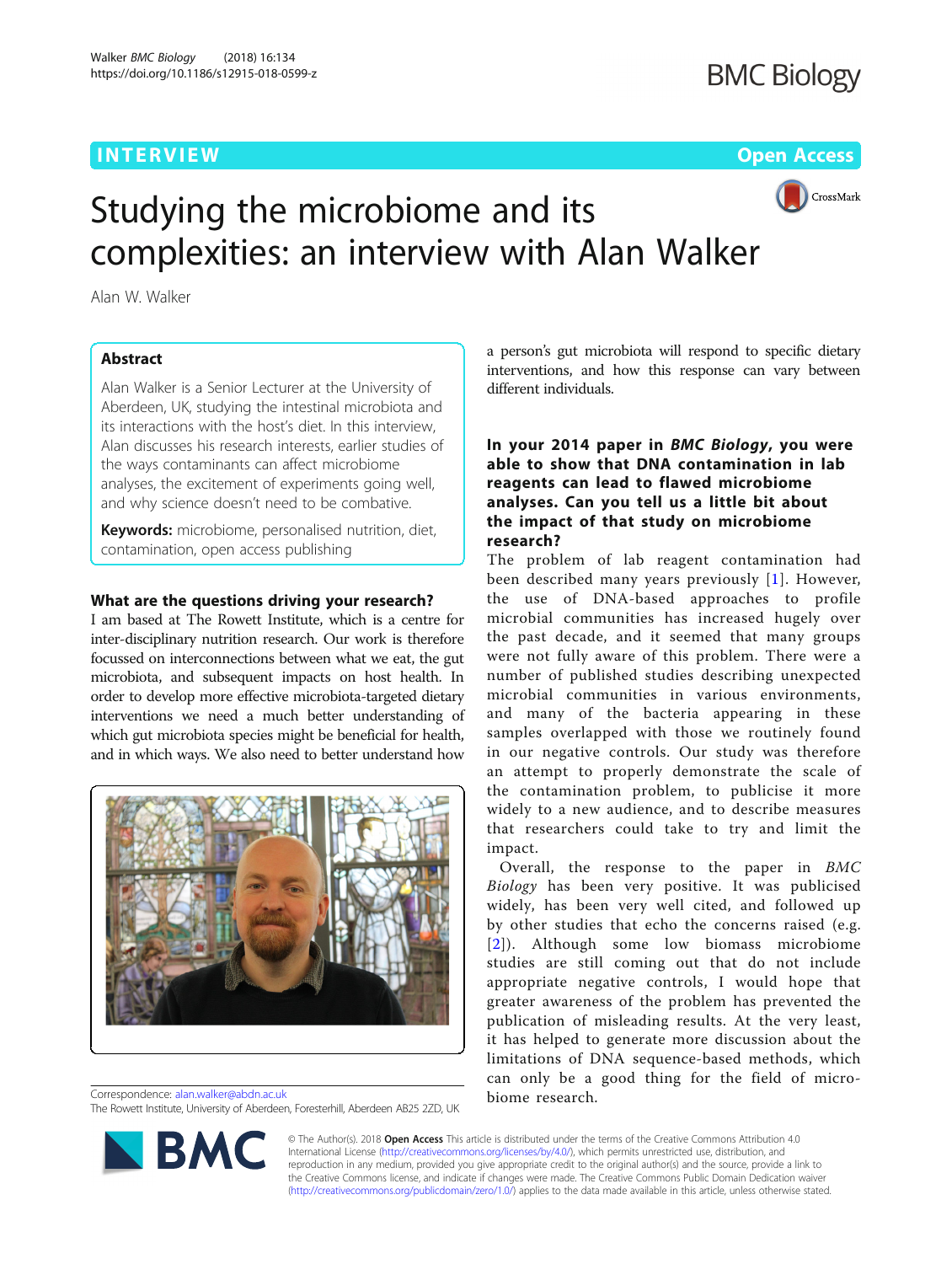INTERVIEW

Open Access

# Studying the microbiome and its complexities: an interview with Alan Walker

Alan W. Walker

## Abstract

Alan Walker is a Senior Lecturer at the University of Aberdeen, UK, studying the intestinal microbiota and its interactions with the host's diet. In this interview, Alan discusses his research interests, earlier studies of the ways contaminants can affect microbiome analyses, the excitement of experiments going well, and why science doesn't need to be combative.

**Keywords:** microbiome, personalised nutrition, diet, contamination, open access publishing

### What are the questions driving your research?

I am based at The Rowett Institute, which is a centre for inter-disciplinary nutrition research. Our work is therefore focussed on interconnections between what we eat, the gut microbiota, and subsequent impacts on host health. In order to develop more effective microbiota-targeted dietary interventions we need a much better understanding of which gut microbiota species might be beneficial for health, and in which ways. We also need to better understand how a person's gut microbiota will respond to specific dietary interventions, and how this response can vary between different individuals.

Correspondence: alan.walker@abdn.ac.uk
The Rowett Institute, University of Aberdeen, Foresterhill, Aberdeen AB25 2ZD, UK

### In your 2014 paper in *BMC Biology*, you were able to show that DNA contamination in lab reagents can lead to flawed microbiome analyses. Can you tell us a little bit about the impact of that study on microbiome research?

The problem of lab reagent contamination had been described many years previously [1]. However, the use of DNA-based approaches to profile microbial communities has increased hugely over the past decade, and it seemed that many groups were not fully aware of this problem. There were a number of published studies describing unexpected microbial communities in various environments, and many of the bacteria appearing in these samples overlapped with those we routinely found in our negative controls. Our study was therefore an attempt to properly demonstrate the scale of the contamination problem, to publicise it more widely to a new audience, and to describe measures that researchers could take to try and limit the impact.

Overall, the response to the paper in *BMC Biology* has been very positive. It was publicised widely, has been very well cited, and followed up by other studies that echo the concerns raised (e.g. [2]). Although some low biomass microbiome studies are still coming out that do not include appropriate negative controls, I would hope that greater awareness of the problem has prevented the publication of misleading results. At the very least, it has helped to generate more discussion about the limitations of DNA sequence-based methods, which can only be a good thing for the field of microbiome research.

© The Author(s). 2018 **Open Access** This article is distributed under the terms of the Creative Commons Attribution 4.0 International License (http://creativecommons.org/licenses/by/4.0/), which permits unrestricted use, distribution, and reproduction in any medium, provided you give appropriate credit to the original author(s) and the source, provide a link to the Creative Commons license, and indicate if changes were made. The Creative Commons Public Domain Dedication waiver (http://creativecommons.org/publicdomain/zero/1.0/) applies to the data made available in this article, unless otherwise stated.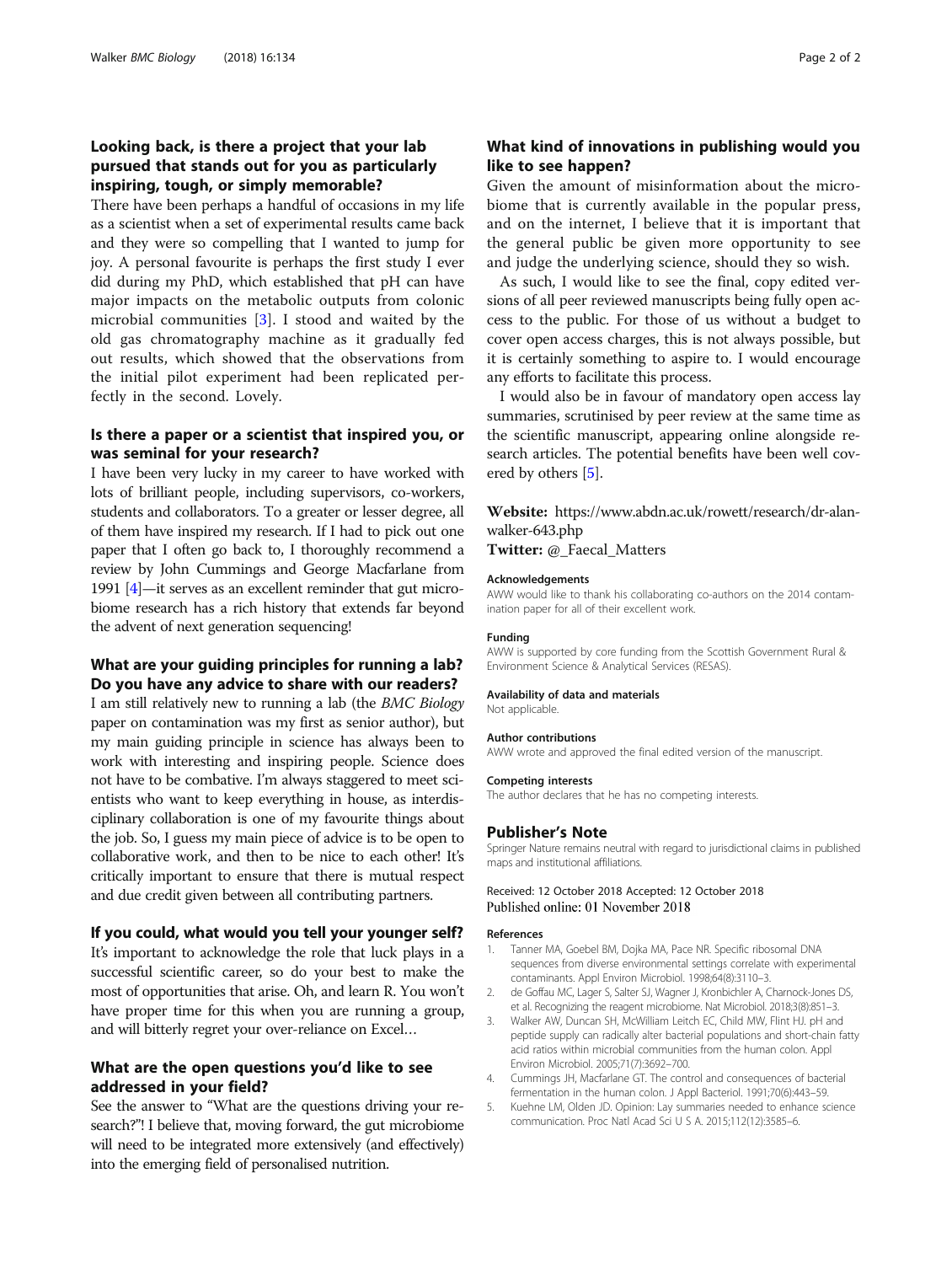## Looking back, is there a project that your lab pursued that stands out for you as particularly inspiring, tough, or simply memorable?

There have been perhaps a handful of occasions in my life as a scientist when a set of experimental results came back and they were so compelling that I wanted to jump for joy. A personal favourite is perhaps the first study I ever did during my PhD, which established that pH can have major impacts on the metabolic outputs from colonic microbial communities [3]. I stood and waited by the old gas chromatography machine as it gradually fed out results, which showed that the observations from the initial pilot experiment had been replicated perfectly in the second. Lovely.

## Is there a paper or a scientist that inspired you, or was seminal for your research?

I have been very lucky in my career to have worked with lots of brilliant people, including supervisors, co-workers, students and collaborators. To a greater or lesser degree, all of them have inspired my research. If I had to pick out one paper that I often go back to, I thoroughly recommend a review by John Cummings and George Macfarlane from 1991 [4]—it serves as an excellent reminder that gut microbiome research has a rich history that extends far beyond the advent of next generation sequencing!

## What are your guiding principles for running a lab? Do you have any advice to share with our readers?

I am still relatively new to running a lab (the *BMC Biology* paper on contamination was my first as senior author), but my main guiding principle in science has always been to work with interesting and inspiring people. Science does not have to be combative. I'm always staggered to meet scientists who want to keep everything in house, as interdisciplinary collaboration is one of my favourite things about the job. So, I guess my main piece of advice is to be open to collaborative work, and then to be nice to each other! It's critically important to ensure that there is mutual respect and due credit given between all contributing partners.

## If you could, what would you tell your younger self?

It's important to acknowledge the role that luck plays in a successful scientific career, so do your best to make the most of opportunities that arise. Oh, and learn R. You won't have proper time for this when you are running a group, and will bitterly regret your over-reliance on Excel…

## What are the open questions you'd like to see addressed in your field?

See the answer to "What are the questions driving your research?"! I believe that, moving forward, the gut microbiome will need to be integrated more extensively (and effectively) into the emerging field of personalised nutrition.

## What kind of innovations in publishing would you like to see happen?

Given the amount of misinformation about the microbiome that is currently available in the popular press, and on the internet, I believe that it is important that the general public be given more opportunity to see and judge the underlying science, should they so wish.

As such, I would like to see the final, copy edited versions of all peer reviewed manuscripts being fully open access to the public. For those of us without a budget to cover open access charges, this is not always possible, but it is certainly something to aspire to. I would encourage any efforts to facilitate this process.

I would also be in favour of mandatory open access lay summaries, scrutinised by peer review at the same time as the scientific manuscript, appearing online alongside research articles. The potential benefits have been well covered by others [5].

**Website:** https://www.abdn.ac.uk/rowett/research/dr-alan-walker-643.php

**Twitter:** @_Faecal_Matters

#### Acknowledgements
AWW would like to thank his collaborating co-authors on the 2014 contamination paper for all of their excellent work.

#### Funding
AWW is supported by core funding from the Scottish Government Rural & Environment Science & Analytical Services (RESAS).

#### Availability of data and materials
Not applicable.

#### Author contributions
AWW wrote and approved the final edited version of the manuscript.

#### Competing interests
The author declares that he has no competing interests.

### Publisher's Note
Springer Nature remains neutral with regard to jurisdictional claims in published maps and institutional affiliations.

Received: 12 October 2018 Accepted: 12 October 2018
Published online: 01 November 2018

#### References
1. Tanner MA, Goebel BM, Dojka MA, Pace NR. Specific ribosomal DNA sequences from diverse environmental settings correlate with experimental contaminants. Appl Environ Microbiol. 1998;64(8):3110–3.
2. de Goffau MC, Lager S, Salter SJ, Wagner J, Kronbichler A, Charnock-Jones DS, et al. Recognizing the reagent microbiome. Nat Microbiol. 2018;3(8):851–3.
3. Walker AW, Duncan SH, McWilliam Leitch EC, Child MW, Flint HJ. pH and peptide supply can radically alter bacterial populations and short-chain fatty acid ratios within microbial communities from the human colon. Appl Environ Microbiol. 2005;71(7):3692–700.
4. Cummings JH, Macfarlane GT. The control and consequences of bacterial fermentation in the human colon. J Appl Bacteriol. 1991;70(6):443–59.
5. Kuehne LM, Olden JD. Opinion: Lay summaries needed to enhance science communication. Proc Natl Acad Sci U S A. 2015;112(12):3585–6.